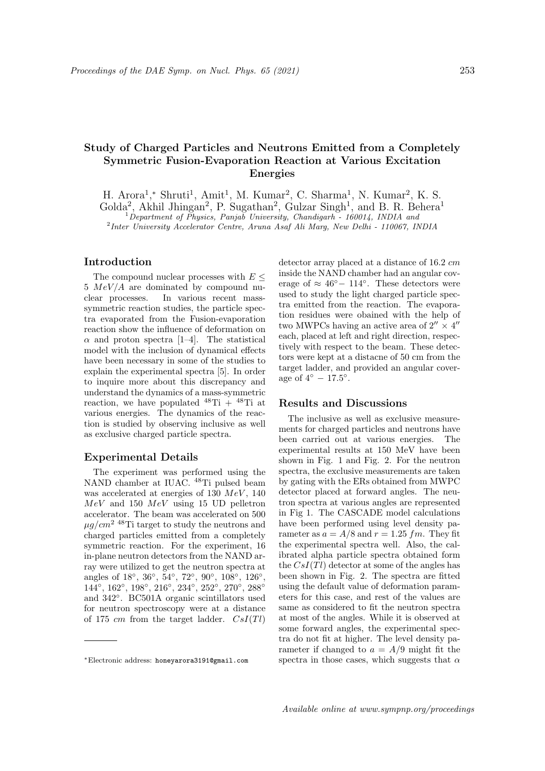# Study of Charged Particles and Neutrons Emitted from a Completely Symmetric Fusion-Evaporation Reaction at Various Excitation Energies

H. Arora[1,*], Shruti[1], Amit[1], M. Kumar[2], C. Sharma[1], N. Kumar[2], K. S. Golda[2], Akhil Jhingan[2], P. Sugathan[2], Gulzar Singh[1], and B. R. Behera[1]

[1] *Department of Physics, Panjab University, Chandigarh - 160014, INDIA and*
[2] *Inter University Accelerator Centre, Aruna Asaf Ali Marg, New Delhi - 110067, INDIA*

## Introduction

The compound nuclear processes with $E \leq 5\ MeV/A$ are dominated by compound nuclear processes. In various recent mass-symmetric reaction studies, the particle spectra evaporated from the Fusion-evaporation reaction show the influence of deformation on $\alpha$ and proton spectra [1–4]. The statistical model with the inclusion of dynamical effects have been necessary in some of the studies to explain the experimental spectra [5]. In order to inquire more about this discrepancy and understand the dynamics of a mass-symmetric reaction, we have populated $^{48}$Ti + $^{48}$Ti at various energies. The dynamics of the reaction is studied by observing inclusive as well as exclusive charged particle spectra.

## Experimental Details

The experiment was performed using the NAND chamber at IUAC. $^{48}$Ti pulsed beam was accelerated at energies of 130 $MeV$, 140 $MeV$ and 150 $MeV$ using 15 UD pelletron accelerator. The beam was accelerated on 500 $\mu g/cm^2$ $^{48}$Ti target to study the neutrons and charged particles emitted from a completely symmetric reaction. For the experiment, 16 in-plane neutron detectors from the NAND array were utilized to get the neutron spectra at angles of 18°, 36°, 54°, 72°, 90°, 108°, 126°, 144°, 162°, 198°, 216°, 234°, 252°, 270°, 288° and 342°. BC501A organic scintillators used for neutron spectroscopy were at a distance of 175 $cm$ from the target ladder. $CsI(Tl)$ detector array placed at a distance of 16.2 $cm$ inside the NAND chamber had an angular coverage of ≈ 46°− 114°. These detectors were used to study the light charged particle spectra emitted from the reaction. The evaporation residues were obained with the help of two MWPCs having an active area of $2'' \times 4''$ each, placed at left and right direction, respectively with respect to the beam. These detectors were kept at a distacne of 50 cm from the target ladder, and provided an angular coverage of 4° − 17.5°.

## Results and Discussions

The inclusive as well as exclusive measurements for charged particles and neutrons have been carried out at various energies. The experimental results at 150 MeV have been shown in Fig. 1 and Fig. 2. For the neutron spectra, the exclusive measurements are taken by gating with the ERs obtained from MWPC detector placed at forward angles. The neutron spectra at various angles are represented in Fig 1. The CASCADE model calculations have been performed using level density parameter as $a = A/8$ and $r = 1.25\ fm$. They fit the experimental spectra well. Also, the calibrated alpha particle spectra obtained form the $CsI(Tl)$ detector at some of the angles has been shown in Fig. 2. The spectra are fitted using the default value of deformation parameters for this case, and rest of the values are same as considered to fit the neutron spectra at most of the angles. While it is observed at some forward angles, the experimental spectra do not fit at higher. The level density parameter if changed to $a = A/9$ might fit the spectra in those cases, which suggests that $\alpha$

---

*Electronic address: honeyarora3191@gmail.com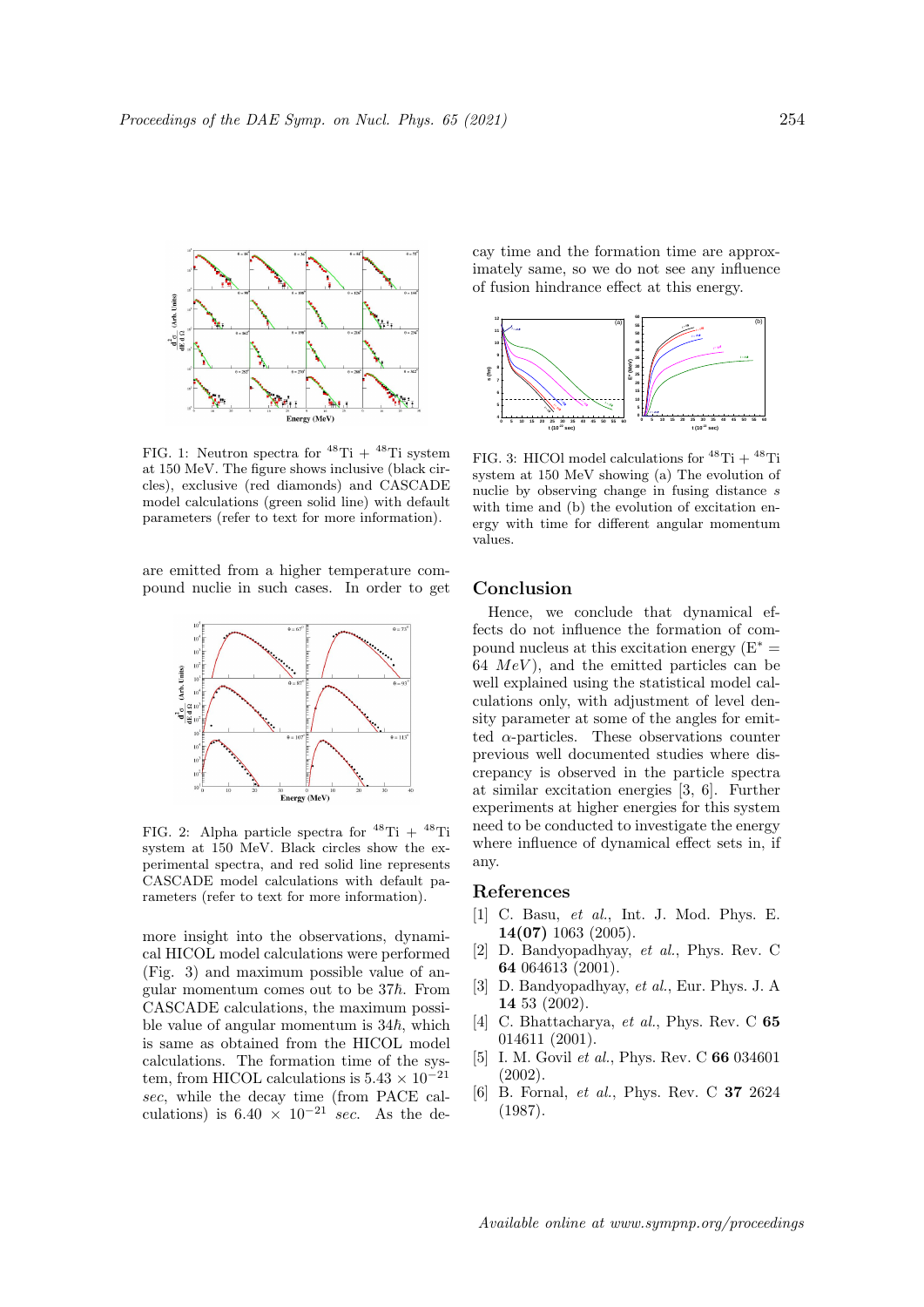FIG. 1: Neutron spectra for $^{48}$Ti + $^{48}$Ti system at 150 MeV. The figure shows inclusive (black circles), exclusive (red diamonds) and CASCADE model calculations (green solid line) with default parameters (refer to text for more information).

are emitted from a higher temperature compound nuclie in such cases. In order to get

FIG. 2: Alpha particle spectra for $^{48}$Ti + $^{48}$Ti system at 150 MeV. Black circles show the experimental spectra, and red solid line represents CASCADE model calculations with default parameters (refer to text for more information).

more insight into the observations, dynamical HICOL model calculations were performed (Fig. 3) and maximum possible value of angular momentum comes out to be 37$\hbar$. From CASCADE calculations, the maximum possible value of angular momentum is 34$\hbar$, which is same as obtained from the HICOL model calculations. The formation time of the system, from HICOL calculations is $5.43 \times 10^{-21}$ *sec*, while the decay time (from PACE calculations) is $6.40 \times 10^{-21}$ *sec*. As the decay time and the formation time are approximately same, so we do not see any influence of fusion hindrance effect at this energy.

FIG. 3: HICOl model calculations for $^{48}$Ti + $^{48}$Ti system at 150 MeV showing (a) The evolution of nuclie by observing change in fusing distance $s$ with time and (b) the evolution of excitation energy with time for different angular momentum values.

## Conclusion

Hence, we conclude that dynamical effects do not influence the formation of compound nucleus at this excitation energy ($E^* = 64$ $MeV$), and the emitted particles can be well explained using the statistical model calculations only, with adjustment of level density parameter at some of the angles for emitted $\alpha$-particles. These observations counter previous well documented studies where discrepancy is observed in the particle spectra at similar excitation energies [3, 6]. Further experiments at higher energies for this system need to be conducted to investigate the energy where influence of dynamical effect sets in, if any.

## References

[1] C. Basu, *et al.*, Int. J. Mod. Phys. E. **14(07)** 1063 (2005).

[2] D. Bandyopadhyay, *et al.*, Phys. Rev. C **64** 064613 (2001).

[3] D. Bandyopadhyay, *et al.*, Eur. Phys. J. A **14** 53 (2002).

[4] C. Bhattacharya, *et al.*, Phys. Rev. C **65** 014611 (2001).

[5] I. M. Govil *et al.*, Phys. Rev. C **66** 034601 (2002).

[6] B. Fornal, *et al.*, Phys. Rev. C **37** 2624 (1987).